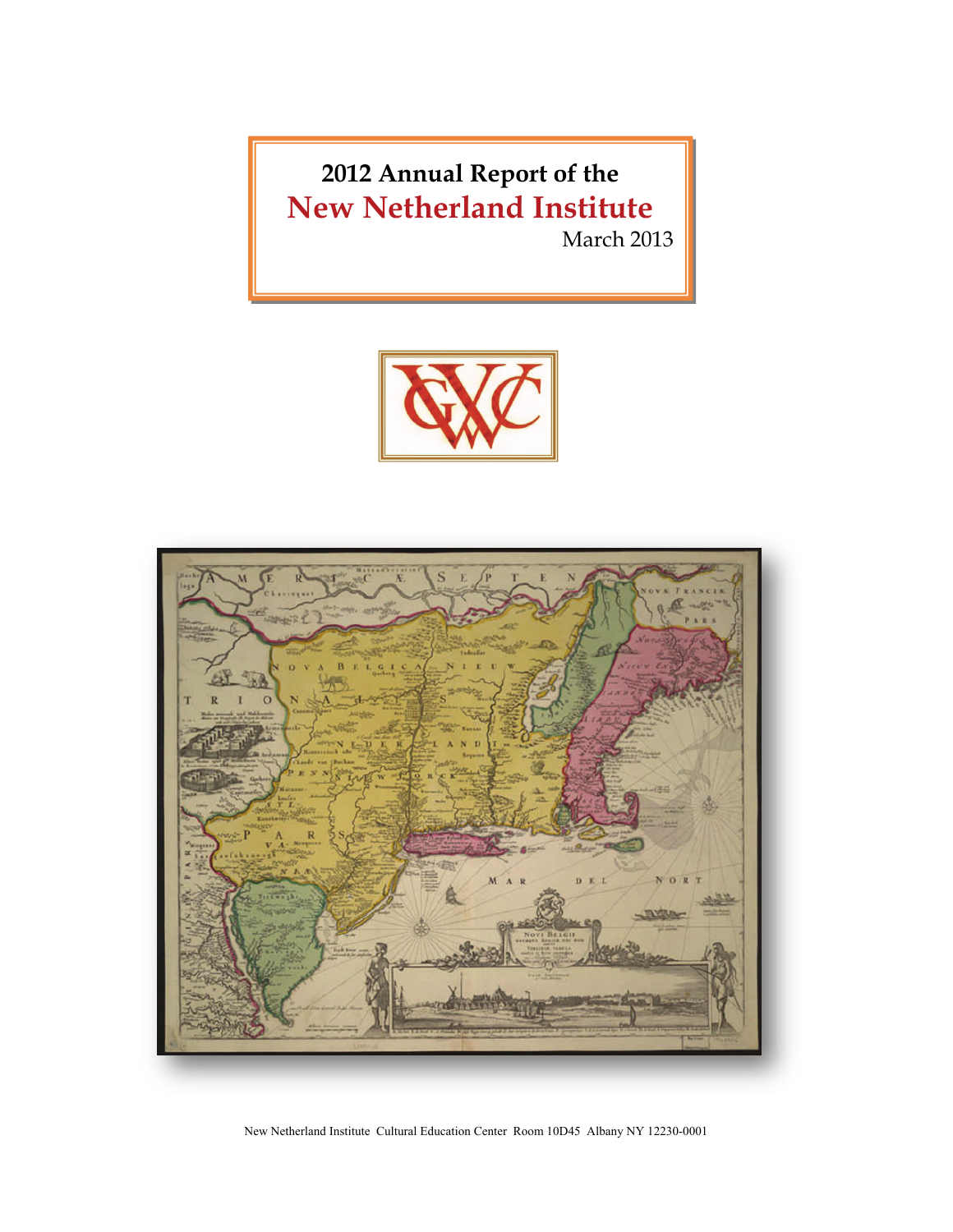# 2012 Annual Report of the New Netherland Institute

March 2013

New Netherland Institute Cultural Education Center Room 10D45 Albany NY 12230-0001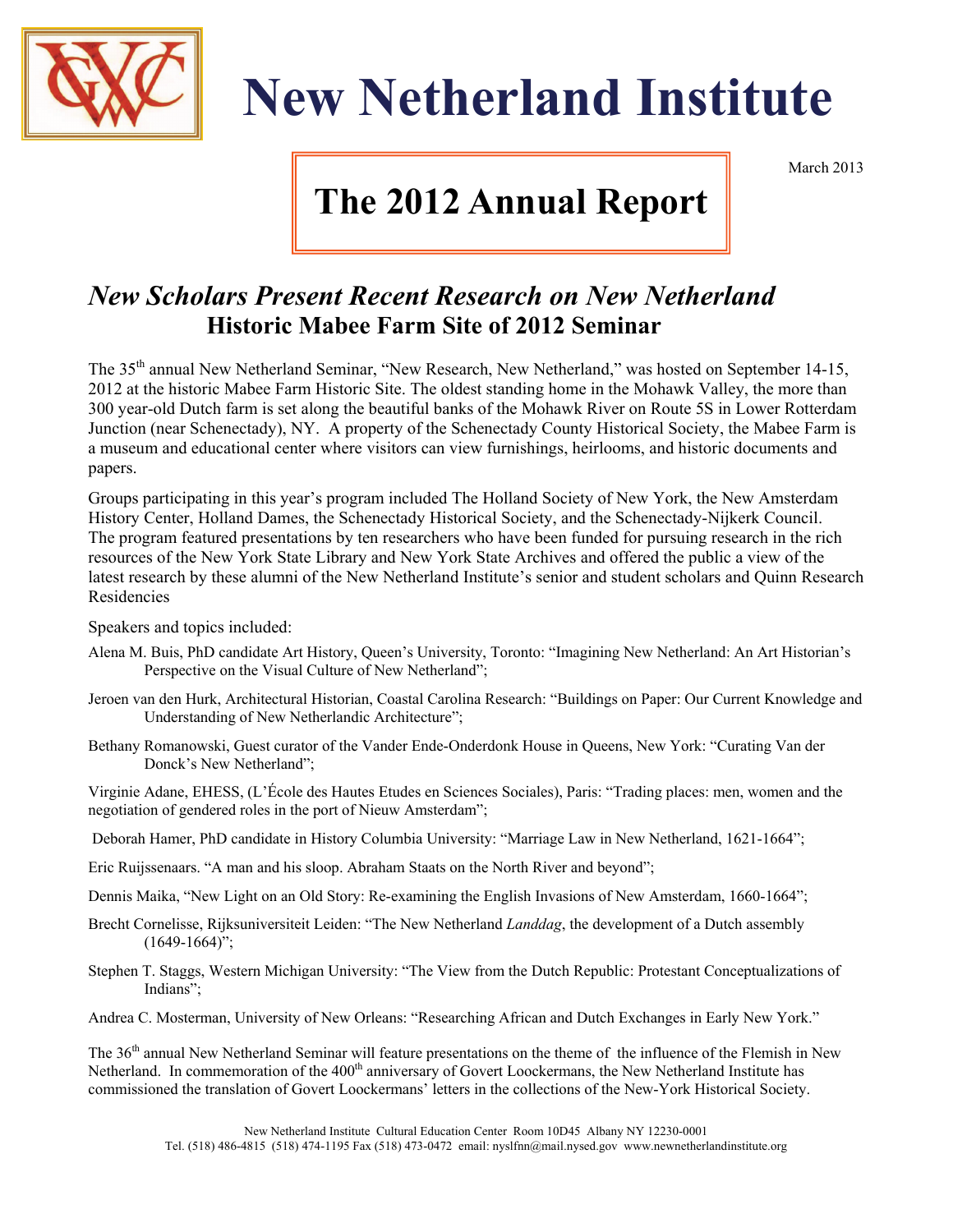# New Netherland Institute

March 2013

## The 2012 Annual Report

## *New Scholars Present Recent Research on New Netherland*

### Historic Mabee Farm Site of 2012 Seminar

The 35th annual New Netherland Seminar, "New Research, New Netherland," was hosted on September 14-15, 2012 at the historic Mabee Farm Historic Site. The oldest standing home in the Mohawk Valley, the more than 300 year-old Dutch farm is set along the beautiful banks of the Mohawk River on Route 5S in Lower Rotterdam Junction (near Schenectady), NY. A property of the Schenectady County Historical Society, the Mabee Farm is a museum and educational center where visitors can view furnishings, heirlooms, and historic documents and papers.

Groups participating in this year's program included The Holland Society of New York, the New Amsterdam History Center, Holland Dames, the Schenectady Historical Society, and the Schenectady-Nijkerk Council. The program featured presentations by ten researchers who have been funded for pursuing research in the rich resources of the New York State Library and New York State Archives and offered the public a view of the latest research by these alumni of the New Netherland Institute's senior and student scholars and Quinn Research Residencies

Speakers and topics included:

Alena M. Buis, PhD candidate Art History, Queen's University, Toronto: "Imagining New Netherland: An Art Historian's Perspective on the Visual Culture of New Netherland";

Jeroen van den Hurk, Architectural Historian, Coastal Carolina Research: "Buildings on Paper: Our Current Knowledge and Understanding of New Netherlandic Architecture";

Bethany Romanowski, Guest curator of the Vander Ende-Onderdonk House in Queens, New York: "Curating Van der Donck's New Netherland";

Virginie Adane, EHESS, (L'École des Hautes Etudes en Sciences Sociales), Paris: "Trading places: men, women and the negotiation of gendered roles in the port of Nieuw Amsterdam";

Deborah Hamer, PhD candidate in History Columbia University: "Marriage Law in New Netherland, 1621-1664";

Eric Ruijssenaars. "A man and his sloop. Abraham Staats on the North River and beyond";

Dennis Maika, "New Light on an Old Story: Re-examining the English Invasions of New Amsterdam, 1660-1664";

Brecht Cornelisse, Rijksuniversiteit Leiden: "The New Netherland *Landdag*, the development of a Dutch assembly (1649-1664)";

Stephen T. Staggs, Western Michigan University: "The View from the Dutch Republic: Protestant Conceptualizations of Indians";

Andrea C. Mosterman, University of New Orleans: "Researching African and Dutch Exchanges in Early New York."

The 36th annual New Netherland Seminar will feature presentations on the theme of the influence of the Flemish in New Netherland. In commemoration of the 400th anniversary of Govert Loockermans, the New Netherland Institute has commissioned the translation of Govert Loockermans' letters in the collections of the New-York Historical Society.

New Netherland Institute Cultural Education Center Room 10D45 Albany NY 12230-0001
Tel. (518) 486-4815 (518) 474-1195 Fax (518) 473-0472 email: nyslfnn@mail.nysed.gov www.newnetherlandinstitute.org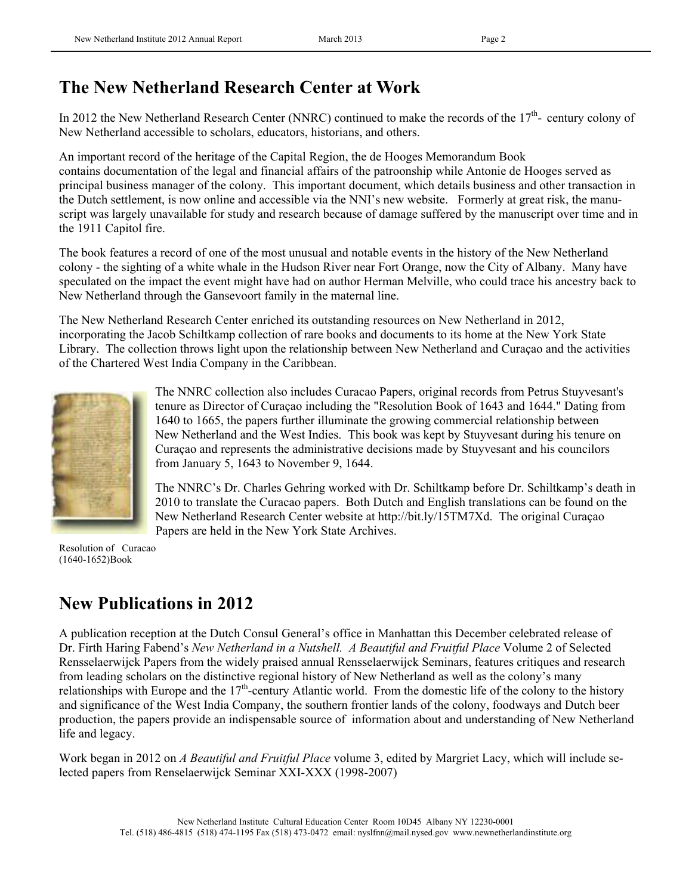## The New Netherland Research Center at Work

In 2012 the New Netherland Research Center (NNRC) continued to make the records of the $17^{th}$- century colony of New Netherland accessible to scholars, educators, historians, and others.

An important record of the heritage of the Capital Region, the de Hooges Memorandum Book contains documentation of the legal and financial affairs of the patroonship while Antonie de Hooges served as principal business manager of the colony. This important document, which details business and other transaction in the Dutch settlement, is now online and accessible via the NNI's new website. Formerly at great risk, the manuscript was largely unavailable for study and research because of damage suffered by the manuscript over time and in the 1911 Capitol fire.

The book features a record of one of the most unusual and notable events in the history of the New Netherland colony - the sighting of a white whale in the Hudson River near Fort Orange, now the City of Albany. Many have speculated on the impact the event might have had on author Herman Melville, who could trace his ancestry back to New Netherland through the Gansevoort family in the maternal line.

The New Netherland Research Center enriched its outstanding resources on New Netherland in 2012, incorporating the Jacob Schiltkamp collection of rare books and documents to its home at the New York State Library. The collection throws light upon the relationship between New Netherland and Curaçao and the activities of the Chartered West India Company in the Caribbean.

The NNRC collection also includes Curacao Papers, original records from Petrus Stuyvesant's tenure as Director of Curaçao including the "Resolution Book of 1643 and 1644." Dating from 1640 to 1665, the papers further illuminate the growing commercial relationship between New Netherland and the West Indies. This book was kept by Stuyvesant during his tenure on Curaçao and represents the administrative decisions made by Stuyvesant and his councilors from January 5, 1643 to November 9, 1644.

The NNRC's Dr. Charles Gehring worked with Dr. Schiltkamp before Dr. Schiltkamp's death in 2010 to translate the Curacao papers. Both Dutch and English translations can be found on the New Netherland Research Center website at http://bit.ly/15TM7Xd. The original Curaçao Papers are held in the New York State Archives.

Resolution of Curacao (1640-1652)Book

## New Publications in 2012

A publication reception at the Dutch Consul General's office in Manhattan this December celebrated release of Dr. Firth Haring Fabend's *New Netherland in a Nutshell. A Beautiful and Fruitful Place* Volume 2 of Selected Rensselaerwijck Papers from the widely praised annual Rensselaerwijck Seminars, features critiques and research from leading scholars on the distinctive regional history of New Netherland as well as the colony's many relationships with Europe and the $17^{th}$-century Atlantic world. From the domestic life of the colony to the history and significance of the West India Company, the southern frontier lands of the colony, foodways and Dutch beer production, the papers provide an indispensable source of information about and understanding of New Netherland life and legacy.

Work began in 2012 on *A Beautiful and Fruitful Place* volume 3, edited by Margriet Lacy, which will include selected papers from Renselaerwijck Seminar XXI-XXX (1998-2007)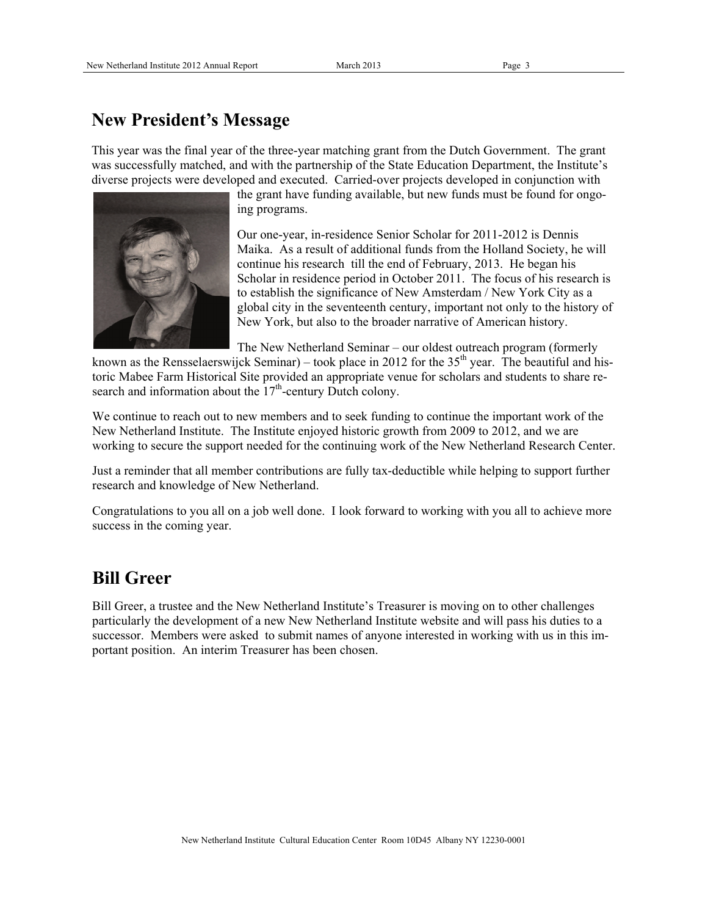## New President's Message

This year was the final year of the three-year matching grant from the Dutch Government. The grant was successfully matched, and with the partnership of the State Education Department, the Institute's diverse projects were developed and executed. Carried-over projects developed in conjunction with the grant have funding available, but new funds must be found for ongoing programs.

Our one-year, in-residence Senior Scholar for 2011-2012 is Dennis Maika. As a result of additional funds from the Holland Society, he will continue his research till the end of February, 2013. He began his Scholar in residence period in October 2011. The focus of his research is to establish the significance of New Amsterdam / New York City as a global city in the seventeenth century, important not only to the history of New York, but also to the broader narrative of American history.

The New Netherland Seminar – our oldest outreach program (formerly known as the Rensselaerswijck Seminar) – took place in 2012 for the 35th year. The beautiful and historic Mabee Farm Historical Site provided an appropriate venue for scholars and students to share research and information about the 17th-century Dutch colony.

We continue to reach out to new members and to seek funding to continue the important work of the New Netherland Institute. The Institute enjoyed historic growth from 2009 to 2012, and we are working to secure the support needed for the continuing work of the New Netherland Research Center.

Just a reminder that all member contributions are fully tax-deductible while helping to support further research and knowledge of New Netherland.

Congratulations to you all on a job well done. I look forward to working with you all to achieve more success in the coming year.

## Bill Greer

Bill Greer, a trustee and the New Netherland Institute's Treasurer is moving on to other challenges particularly the development of a new New Netherland Institute website and will pass his duties to a successor. Members were asked to submit names of anyone interested in working with us in this important position. An interim Treasurer has been chosen.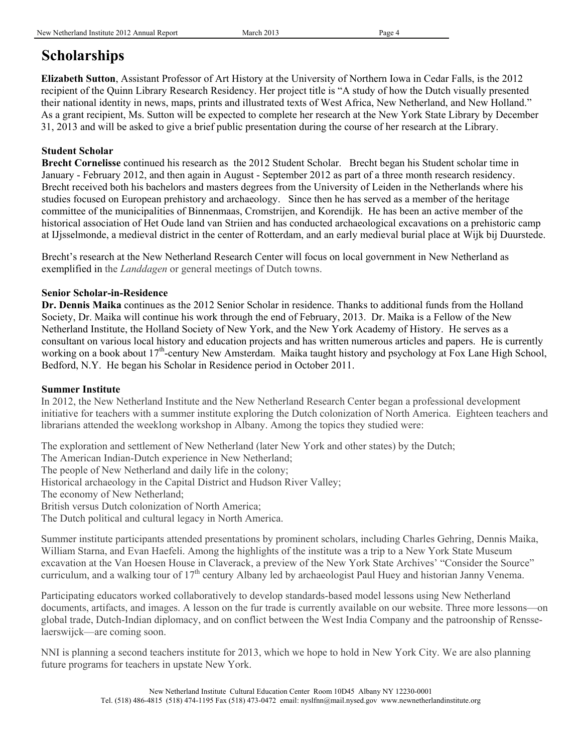# Scholarships

**Elizabeth Sutton**, Assistant Professor of Art History at the University of Northern Iowa in Cedar Falls, is the 2012 recipient of the Quinn Library Research Residency. Her project title is "A study of how the Dutch visually presented their national identity in news, maps, prints and illustrated texts of West Africa, New Netherland, and New Holland." As a grant recipient, Ms. Sutton will be expected to complete her research at the New York State Library by December 31, 2013 and will be asked to give a brief public presentation during the course of her research at the Library.

### Student Scholar

**Brecht Cornelisse** continued his research as the 2012 Student Scholar. Brecht began his Student scholar time in January - February 2012, and then again in August - September 2012 as part of a three month research residency. Brecht received both his bachelors and masters degrees from the University of Leiden in the Netherlands where his studies focused on European prehistory and archaeology. Since then he has served as a member of the heritage committee of the municipalities of Binnenmaas, Cromstrijen, and Korendijk. He has been an active member of the historical association of Het Oude land van Striien and has conducted archaeological excavations on a prehistoric camp at IJjsselmonde, a medieval district in the center of Rotterdam, and an early medieval burial place at Wijk bij Duurstede.

Brecht's research at the New Netherland Research Center will focus on local government in New Netherland as exemplified in the *Landdagen* or general meetings of Dutch towns.

### Senior Scholar-in-Residence

**Dr. Dennis Maika** continues as the 2012 Senior Scholar in residence. Thanks to additional funds from the Holland Society, Dr. Maika will continue his work through the end of February, 2013. Dr. Maika is a Fellow of the New Netherland Institute, the Holland Society of New York, and the New York Academy of History. He serves as a consultant on various local history and education projects and has written numerous articles and papers. He is currently working on a book about 17th-century New Amsterdam. Maika taught history and psychology at Fox Lane High School, Bedford, N.Y. He began his Scholar in Residence period in October 2011.

### Summer Institute

In 2012, the New Netherland Institute and the New Netherland Research Center began a professional development initiative for teachers with a summer institute exploring the Dutch colonization of North America. Eighteen teachers and librarians attended the weeklong workshop in Albany. Among the topics they studied were:

The exploration and settlement of New Netherland (later New York and other states) by the Dutch;
The American Indian-Dutch experience in New Netherland;
The people of New Netherland and daily life in the colony;
Historical archaeology in the Capital District and Hudson River Valley;
The economy of New Netherland;
British versus Dutch colonization of North America;
The Dutch political and cultural legacy in North America.

Summer institute participants attended presentations by prominent scholars, including Charles Gehring, Dennis Maika, William Starna, and Evan Haefeli. Among the highlights of the institute was a trip to a New York State Museum excavation at the Van Hoesen House in Claverack, a preview of the New York State Archives' "Consider the Source" curriculum, and a walking tour of 17th century Albany led by archaeologist Paul Huey and historian Janny Venema.

Participating educators worked collaboratively to develop standards-based model lessons using New Netherland documents, artifacts, and images. A lesson on the fur trade is currently available on our website. Three more lessons—on global trade, Dutch-Indian diplomacy, and on conflict between the West India Company and the patroonship of Rensselaerswijck—are coming soon.

NNI is planning a second teachers institute for 2013, which we hope to hold in New York City. We are also planning future programs for teachers in upstate New York.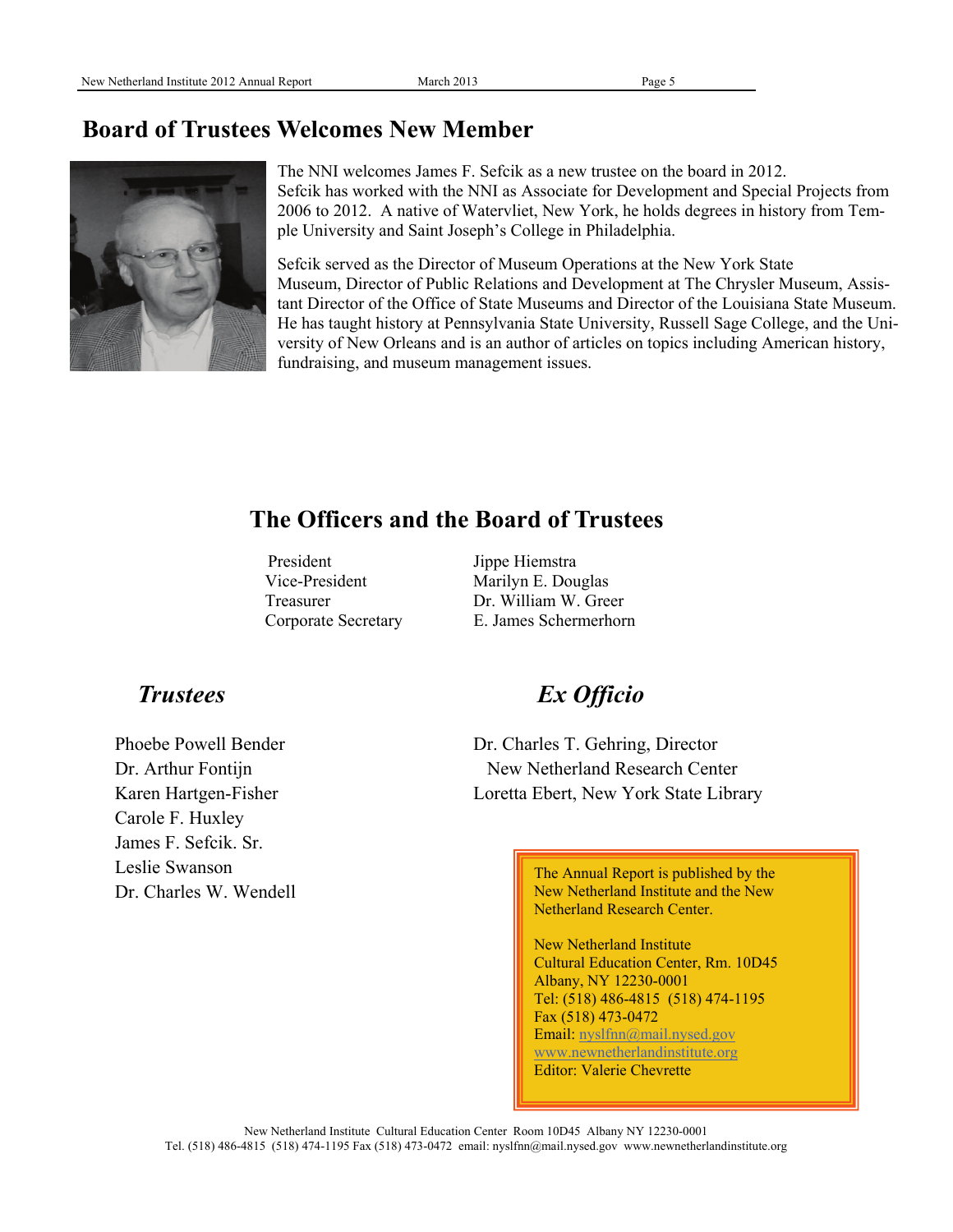## Board of Trustees Welcomes New Member

The NNI welcomes James F. Sefcik as a new trustee on the board in 2012. Sefcik has worked with the NNI as Associate for Development and Special Projects from 2006 to 2012. A native of Watervliet, New York, he holds degrees in history from Temple University and Saint Joseph's College in Philadelphia.

Sefcik served as the Director of Museum Operations at the New York State Museum, Director of Public Relations and Development at The Chrysler Museum, Assistant Director of the Office of State Museums and Director of the Louisiana State Museum. He has taught history at Pennsylvania State University, Russell Sage College, and the University of New Orleans and is an author of articles on topics including American history, fundraising, and museum management issues.

## The Officers and the Board of Trustees

| | |
|---|---|
| President | Jippe Hiemstra |
| Vice-President | Marilyn E. Douglas |
| Treasurer | Dr. William W. Greer |
| Corporate Secretary | E. James Schermerhorn |

### *Trustees*

Phoebe Powell Bender
Dr. Arthur Fontijn
Karen Hartgen-Fisher
Carole F. Huxley
James F. Sefcik. Sr.
Leslie Swanson
Dr. Charles W. Wendell

### *Ex Officio*

Dr. Charles T. Gehring, Director
New Netherland Research Center
Loretta Ebert, New York State Library

The Annual Report is published by the New Netherland Institute and the New Netherland Research Center.

New Netherland Institute
Cultural Education Center, Rm. 10D45
Albany, NY 12230-0001
Tel: (518) 486-4815 (518) 474-1195
Fax (518) 473-0472
Email: nyslfnn@mail.nysed.gov
www.newnetherlandinstitute.org
Editor: Valerie Chevrette